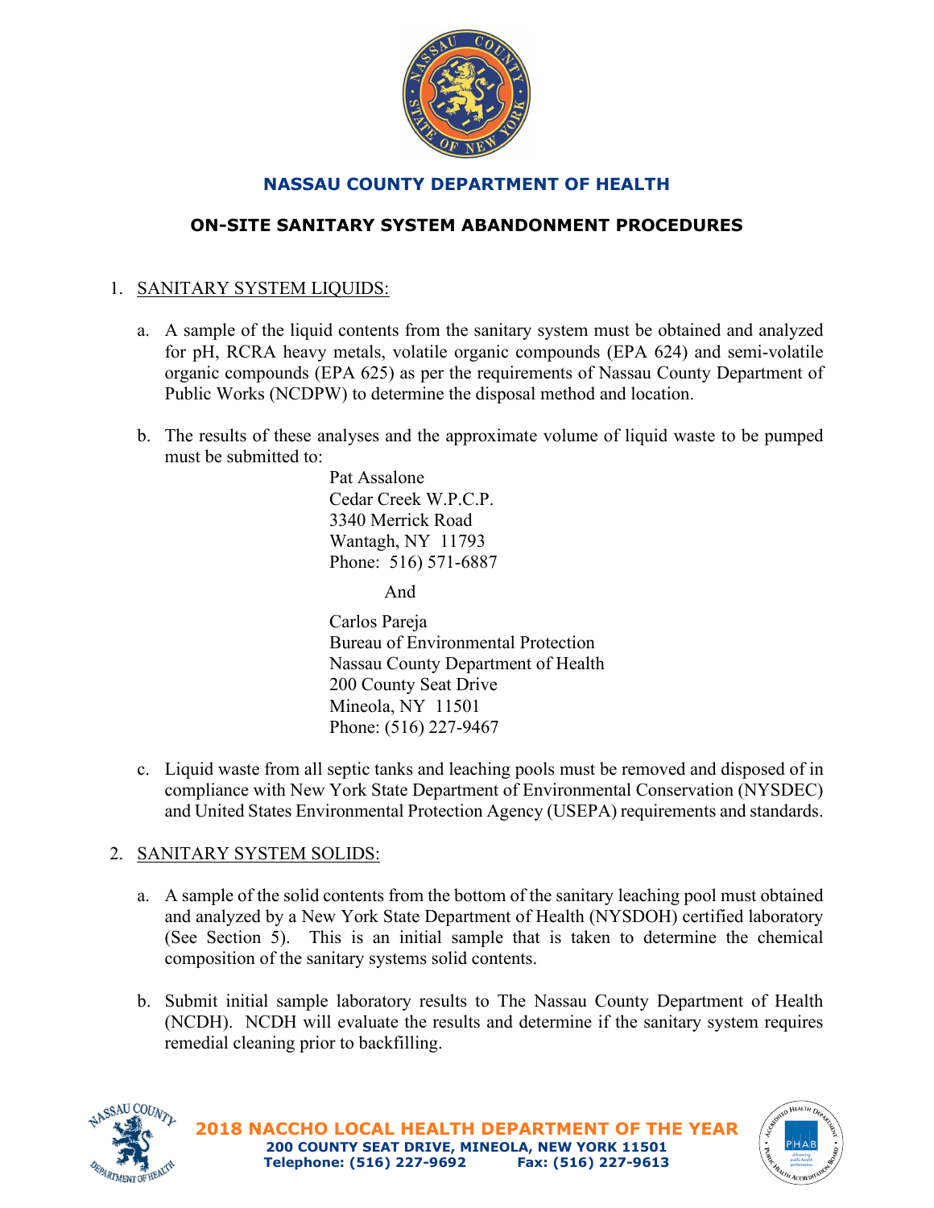# NASSAU COUNTY DEPARTMENT OF HEALTH

## ON-SITE SANITARY SYSTEM ABANDONMENT PROCEDURES

1. SANITARY SYSTEM LIQUIDS:

   a. A sample of the liquid contents from the sanitary system must be obtained and analyzed for pH, RCRA heavy metals, volatile organic compounds (EPA 624) and semi-volatile organic compounds (EPA 625) as per the requirements of Nassau County Department of Public Works (NCDPW) to determine the disposal method and location.

   b. The results of these analyses and the approximate volume of liquid waste to be pumped must be submitted to:

      Pat Assalone
      Cedar Creek W.P.C.P.
      3340 Merrick Road
      Wantagh, NY 11793
      Phone: 516) 571-6887

      And

      Carlos Pareja
      Bureau of Environmental Protection
      Nassau County Department of Health
      200 County Seat Drive
      Mineola, NY 11501
      Phone: (516) 227-9467

   c. Liquid waste from all septic tanks and leaching pools must be removed and disposed of in compliance with New York State Department of Environmental Conservation (NYSDEC) and United States Environmental Protection Agency (USEPA) requirements and standards.

2. SANITARY SYSTEM SOLIDS:

   a. A sample of the solid contents from the bottom of the sanitary leaching pool must obtained and analyzed by a New York State Department of Health (NYSDOH) certified laboratory (See Section 5). This is an initial sample that is taken to determine the chemical composition of the sanitary systems solid contents.

   b. Submit initial sample laboratory results to The Nassau County Department of Health (NCDH). NCDH will evaluate the results and determine if the sanitary system requires remedial cleaning prior to backfilling.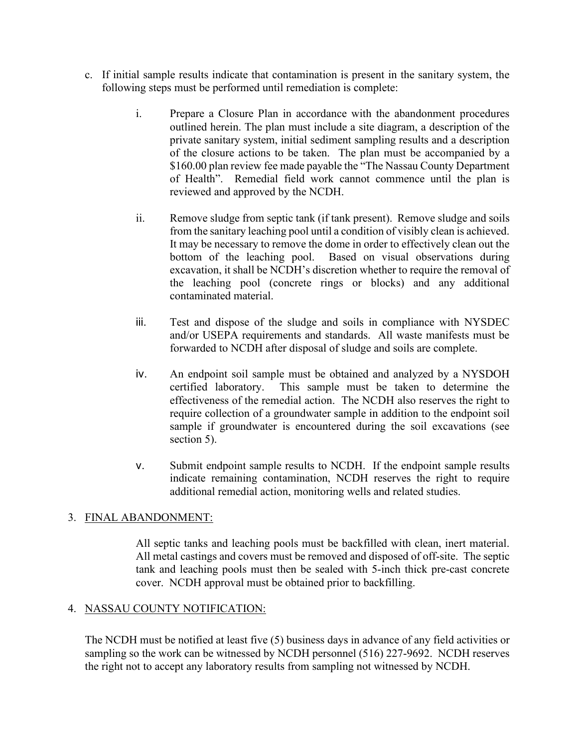c. If initial sample results indicate that contamination is present in the sanitary system, the following steps must be performed until remediation is complete:

   i. Prepare a Closure Plan in accordance with the abandonment procedures outlined herein. The plan must include a site diagram, a description of the private sanitary system, initial sediment sampling results and a description of the closure actions to be taken. The plan must be accompanied by a $160.00 plan review fee made payable the "The Nassau County Department of Health". Remedial field work cannot commence until the plan is reviewed and approved by the NCDH.

   ii. Remove sludge from septic tank (if tank present). Remove sludge and soils from the sanitary leaching pool until a condition of visibly clean is achieved. It may be necessary to remove the dome in order to effectively clean out the bottom of the leaching pool. Based on visual observations during excavation, it shall be NCDH's discretion whether to require the removal of the leaching pool (concrete rings or blocks) and any additional contaminated material.

   iii. Test and dispose of the sludge and soils in compliance with NYSDEC and/or USEPA requirements and standards. All waste manifests must be forwarded to NCDH after disposal of sludge and soils are complete.

   iv. An endpoint soil sample must be obtained and analyzed by a NYSDOH certified laboratory. This sample must be taken to determine the effectiveness of the remedial action. The NCDH also reserves the right to require collection of a groundwater sample in addition to the endpoint soil sample if groundwater is encountered during the soil excavations (see section 5).

   v. Submit endpoint sample results to NCDH. If the endpoint sample results indicate remaining contamination, NCDH reserves the right to require additional remedial action, monitoring wells and related studies.

3. <u>FINAL ABANDONMENT:</u>

   All septic tanks and leaching pools must be backfilled with clean, inert material. All metal castings and covers must be removed and disposed of off-site. The septic tank and leaching pools must then be sealed with 5-inch thick pre-cast concrete cover. NCDH approval must be obtained prior to backfilling.

4. <u>NASSAU COUNTY NOTIFICATION:</u>

The NCDH must be notified at least five (5) business days in advance of any field activities or sampling so the work can be witnessed by NCDH personnel (516) 227-9692. NCDH reserves the right not to accept any laboratory results from sampling not witnessed by NCDH.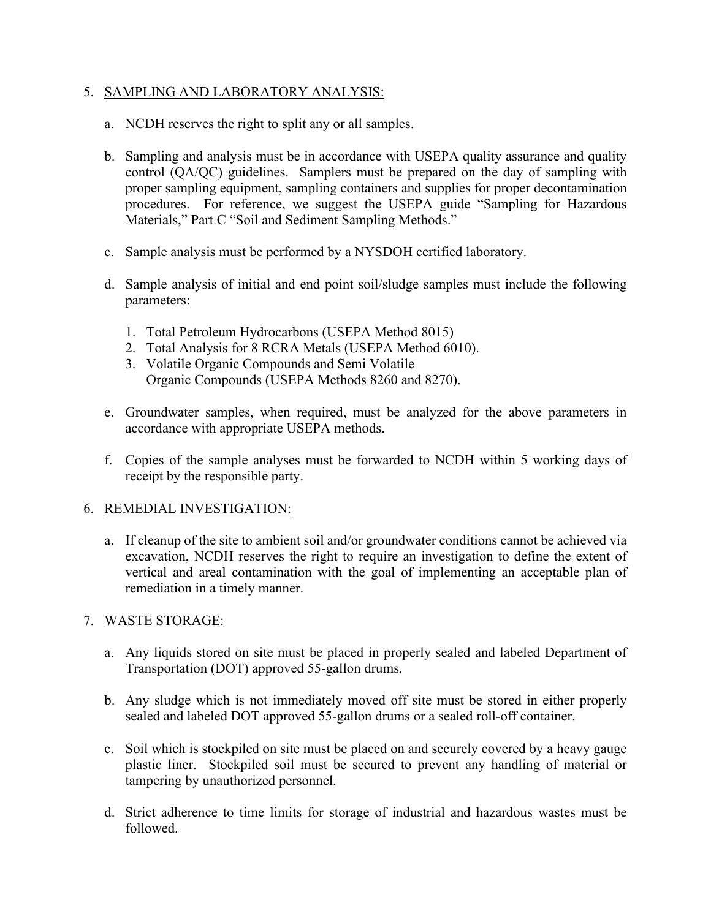5. SAMPLING AND LABORATORY ANALYSIS:

   a. NCDH reserves the right to split any or all samples.

   b. Sampling and analysis must be in accordance with USEPA quality assurance and quality control (QA/QC) guidelines. Samplers must be prepared on the day of sampling with proper sampling equipment, sampling containers and supplies for proper decontamination procedures. For reference, we suggest the USEPA guide "Sampling for Hazardous Materials," Part C "Soil and Sediment Sampling Methods."

   c. Sample analysis must be performed by a NYSDOH certified laboratory.

   d. Sample analysis of initial and end point soil/sludge samples must include the following parameters:

      1. Total Petroleum Hydrocarbons (USEPA Method 8015)
      2. Total Analysis for 8 RCRA Metals (USEPA Method 6010).
      3. Volatile Organic Compounds and Semi Volatile Organic Compounds (USEPA Methods 8260 and 8270).

   e. Groundwater samples, when required, must be analyzed for the above parameters in accordance with appropriate USEPA methods.

   f. Copies of the sample analyses must be forwarded to NCDH within 5 working days of receipt by the responsible party.

6. REMEDIAL INVESTIGATION:

   a. If cleanup of the site to ambient soil and/or groundwater conditions cannot be achieved via excavation, NCDH reserves the right to require an investigation to define the extent of vertical and areal contamination with the goal of implementing an acceptable plan of remediation in a timely manner.

7. WASTE STORAGE:

   a. Any liquids stored on site must be placed in properly sealed and labeled Department of Transportation (DOT) approved 55-gallon drums.

   b. Any sludge which is not immediately moved off site must be stored in either properly sealed and labeled DOT approved 55-gallon drums or a sealed roll-off container.

   c. Soil which is stockpiled on site must be placed on and securely covered by a heavy gauge plastic liner. Stockpiled soil must be secured to prevent any handling of material or tampering by unauthorized personnel.

   d. Strict adherence to time limits for storage of industrial and hazardous wastes must be followed.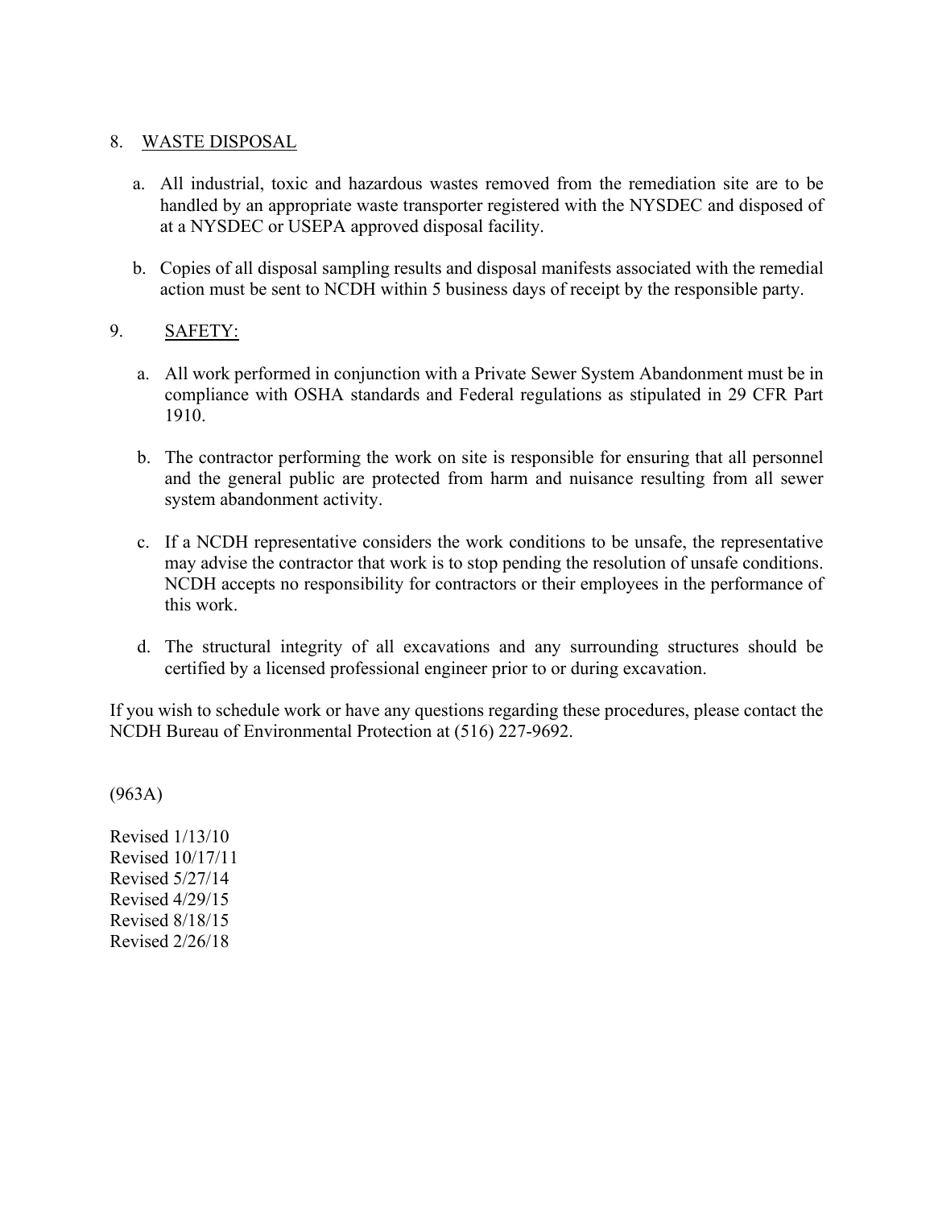8. <u>WASTE DISPOSAL</u>

   a. All industrial, toxic and hazardous wastes removed from the remediation site are to be handled by an appropriate waste transporter registered with the NYSDEC and disposed of at a NYSDEC or USEPA approved disposal facility.

   b. Copies of all disposal sampling results and disposal manifests associated with the remedial action must be sent to NCDH within 5 business days of receipt by the responsible party.

9. <u>SAFETY:</u>

   a. All work performed in conjunction with a Private Sewer System Abandonment must be in compliance with OSHA standards and Federal regulations as stipulated in 29 CFR Part 1910.

   b. The contractor performing the work on site is responsible for ensuring that all personnel and the general public are protected from harm and nuisance resulting from all sewer system abandonment activity.

   c. If a NCDH representative considers the work conditions to be unsafe, the representative may advise the contractor that work is to stop pending the resolution of unsafe conditions. NCDH accepts no responsibility for contractors or their employees in the performance of this work.

   d. The structural integrity of all excavations and any surrounding structures should be certified by a licensed professional engineer prior to or during excavation.

If you wish to schedule work or have any questions regarding these procedures, please contact the NCDH Bureau of Environmental Protection at (516) 227-9692.

(963A)

Revised 1/13/10
Revised 10/17/11
Revised 5/27/14
Revised 4/29/15
Revised 8/18/15
Revised 2/26/18